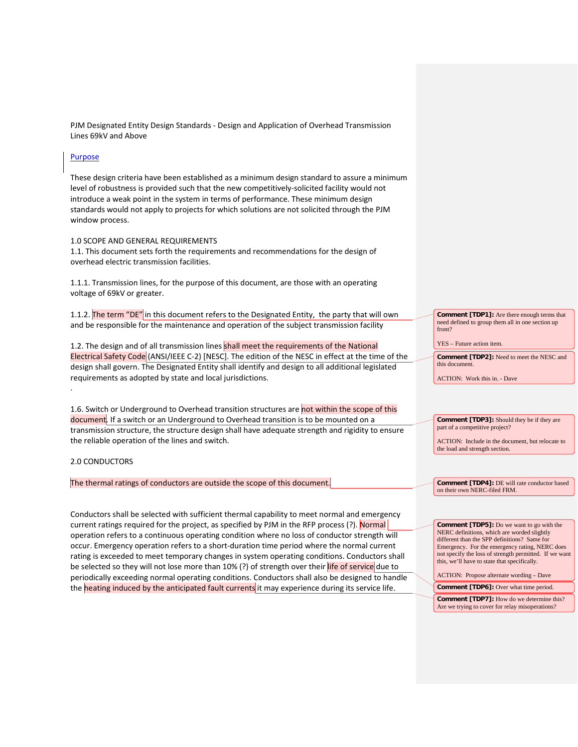PJM Designated Entity Design Standards - Design and Application of Overhead Transmission Lines 69kV and Above

## Purpose

These design criteria have been established as a minimum design standard to assure a minimum level of robustness is provided such that the new competitively-solicited facility would not introduce a weak point in the system in terms of performance. These minimum design standards would not apply to projects for which solutions are not solicited through the PJM window process.

## 1.0 SCOPE AND GENERAL REQUIREMENTS

1.1. This document sets forth the requirements and recommendations for the design of overhead electric transmission facilities.

1.1.1. Transmission lines, for the purpose of this document, are those with an operating voltage of 69kV or greater.

1.1.2. The term "DE" in this document refers to the Designated Entity, the party that will own and be responsible for the maintenance and operation of the subject transmission facility

1.2. The design and of all transmission lines shall meet the requirements of the National Electrical Safety Code (ANSI/IEEE C-2) [NESC]. The edition of the NESC in effect at the time of the design shall govern. The Designated Entity shall identify and design to all additional legislated requirements as adopted by state and local jurisdictions.

.

1.6. Switch or Underground to Overhead transition structures are not within the scope of this document. If a switch or an Underground to Overhead transition is to be mounted on a transmission structure, the structure design shall have adequate strength and rigidity to ensure the reliable operation of the lines and switch.

## 2.0 CONDUCTORS

The thermal ratings of conductors are outside the scope of this document.

Conductors shall be selected with sufficient thermal capability to meet normal and emergency current ratings required for the project, as specified by PJM in the RFP process (?). Normal operation refers to a continuous operating condition where no loss of conductor strength will occur. Emergency operation refers to a short-duration time period where the normal current rating is exceeded to meet temporary changes in system operating conditions. Conductors shall be selected so they will not lose more than 10% (?) of strength over their life of service due to periodically exceeding normal operating conditions. Conductors shall also be designed to handle the heating induced by the anticipated fault currents it may experience during its service life.

**Comment [TDP1]:** Are there enough terms that need defined to group them all in one section up front?

YES – Future action item.

**Comment [TDP2]:** Need to meet the NESC and this document.

ACTION: Work this in. - Dave

**Comment [TDP3]:** Should they be if they are part of a competitive project?

ACTION: Include in the document, but relocate to the load and strength section.

**Comment [TDP4]:** DE will rate conductor based on their own NERC-filed FRM.

**Comment [TDP5]:** Do we want to go with the NERC definitions, which are worded slightly different than the SPP definitions? Same for Emergency. For the emergency rating, NERC does not specify the loss of strength permitted. If we want this, we'll have to state that specifically.

ACTION: Propose alternate wording – Dave

**Comment [TDP6]:** Over what time period.

**Comment [TDP7]:** How do we determine this? Are we trying to cover for relay misoperations?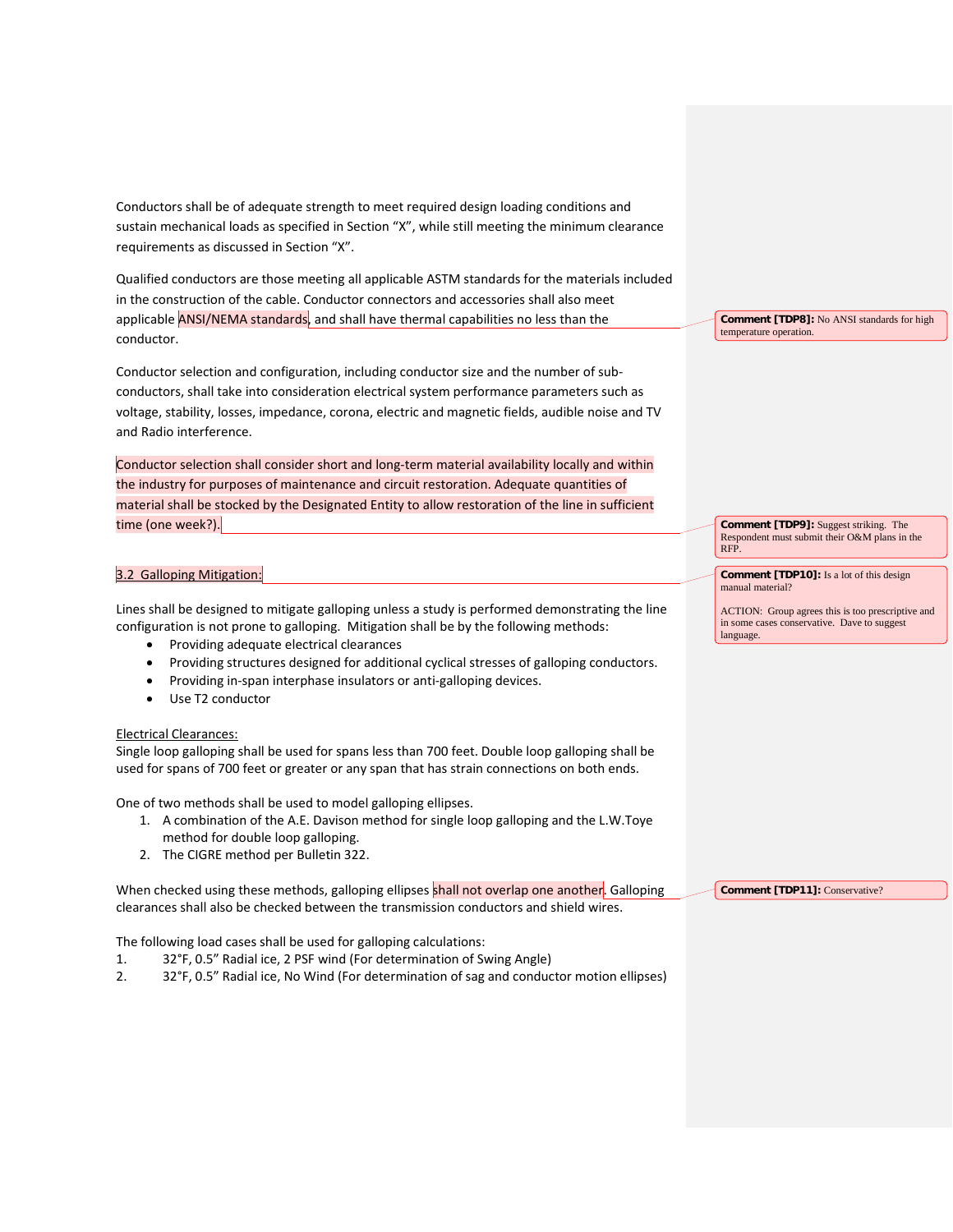Conductors shall be of adequate strength to meet required design loading conditions and sustain mechanical loads as specified in Section "X", while still meeting the minimum clearance requirements as discussed in Section "X".

Qualified conductors are those meeting all applicable ASTM standards for the materials included in the construction of the cable. Conductor connectors and accessories shall also meet applicable ANSI/NEMA standards, and shall have thermal capabilities no less than the conductor.

> **Comment [TDP8]:** No ANSI standards for high temperature operation.

Conductor selection and configuration, including conductor size and the number of sub-conductors, shall take into consideration electrical system performance parameters such as voltage, stability, losses, impedance, corona, electric and magnetic fields, audible noise and TV and Radio interference.

Conductor selection shall consider short and long-term material availability locally and within the industry for purposes of maintenance and circuit restoration. Adequate quantities of material shall be stocked by the Designated Entity to allow restoration of the line in sufficient time (one week?).

> **Comment [TDP9]:** Suggest striking. The Respondent must submit their O&M plans in the RFP.

## 3.2 Galloping Mitigation:

> **Comment [TDP10]:** Is a lot of this design manual material?
>
> ACTION: Group agrees this is too prescriptive and in some cases conservative. Dave to suggest language.

Lines shall be designed to mitigate galloping unless a study is performed demonstrating the line configuration is not prone to galloping. Mitigation shall be by the following methods:

- Providing adequate electrical clearances
- Providing structures designed for additional cyclical stresses of galloping conductors.
- Providing in-span interphase insulators or anti-galloping devices.
- Use T2 conductor

Electrical Clearances:

Single loop galloping shall be used for spans less than 700 feet. Double loop galloping shall be used for spans of 700 feet or greater or any span that has strain connections on both ends.

One of two methods shall be used to model galloping ellipses.

1. A combination of the A.E. Davison method for single loop galloping and the L.W.Toye method for double loop galloping.
2. The CIGRE method per Bulletin 322.

When checked using these methods, galloping ellipses shall not overlap one another. Galloping clearances shall also be checked between the transmission conductors and shield wires.

> **Comment [TDP11]:** Conservative?

The following load cases shall be used for galloping calculations:

1. 32°F, 0.5" Radial ice, 2 PSF wind (For determination of Swing Angle)
2. 32°F, 0.5" Radial ice, No Wind (For determination of sag and conductor motion ellipses)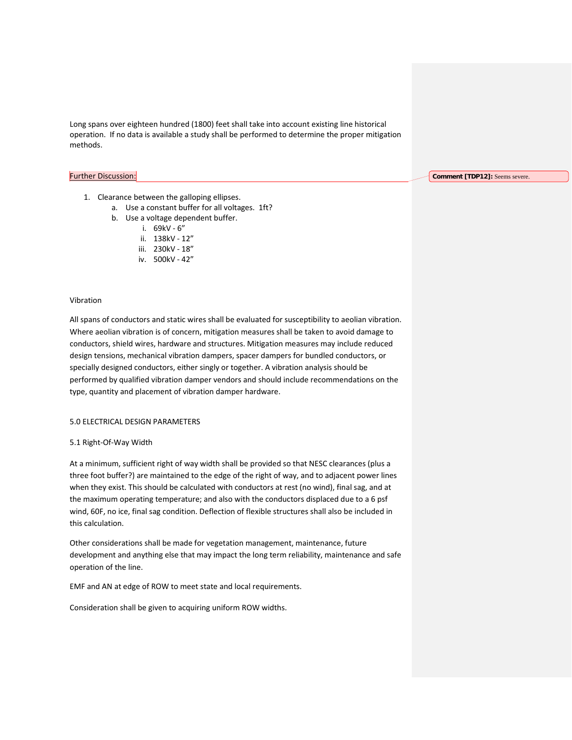Long spans over eighteen hundred (1800) feet shall take into account existing line historical operation. If no data is available a study shall be performed to determine the proper mitigation methods.

Further Discussion:

**Comment [TDP12]:** Seems severe.

1. Clearance between the galloping ellipses.
    a. Use a constant buffer for all voltages. 1ft?
    b. Use a voltage dependent buffer.
        i. 69kV - 6"
        ii. 138kV - 12"
        iii. 230kV - 18"
        iv. 500kV - 42"

Vibration

All spans of conductors and static wires shall be evaluated for susceptibility to aeolian vibration. Where aeolian vibration is of concern, mitigation measures shall be taken to avoid damage to conductors, shield wires, hardware and structures. Mitigation measures may include reduced design tensions, mechanical vibration dampers, spacer dampers for bundled conductors, or specially designed conductors, either singly or together. A vibration analysis should be performed by qualified vibration damper vendors and should include recommendations on the type, quantity and placement of vibration damper hardware.

## 5.0 ELECTRICAL DESIGN PARAMETERS

### 5.1 Right-Of-Way Width

At a minimum, sufficient right of way width shall be provided so that NESC clearances (plus a three foot buffer?) are maintained to the edge of the right of way, and to adjacent power lines when they exist. This should be calculated with conductors at rest (no wind), final sag, and at the maximum operating temperature; and also with the conductors displaced due to a 6 psf wind, 60F, no ice, final sag condition. Deflection of flexible structures shall also be included in this calculation.

Other considerations shall be made for vegetation management, maintenance, future development and anything else that may impact the long term reliability, maintenance and safe operation of the line.

EMF and AN at edge of ROW to meet state and local requirements.

Consideration shall be given to acquiring uniform ROW widths.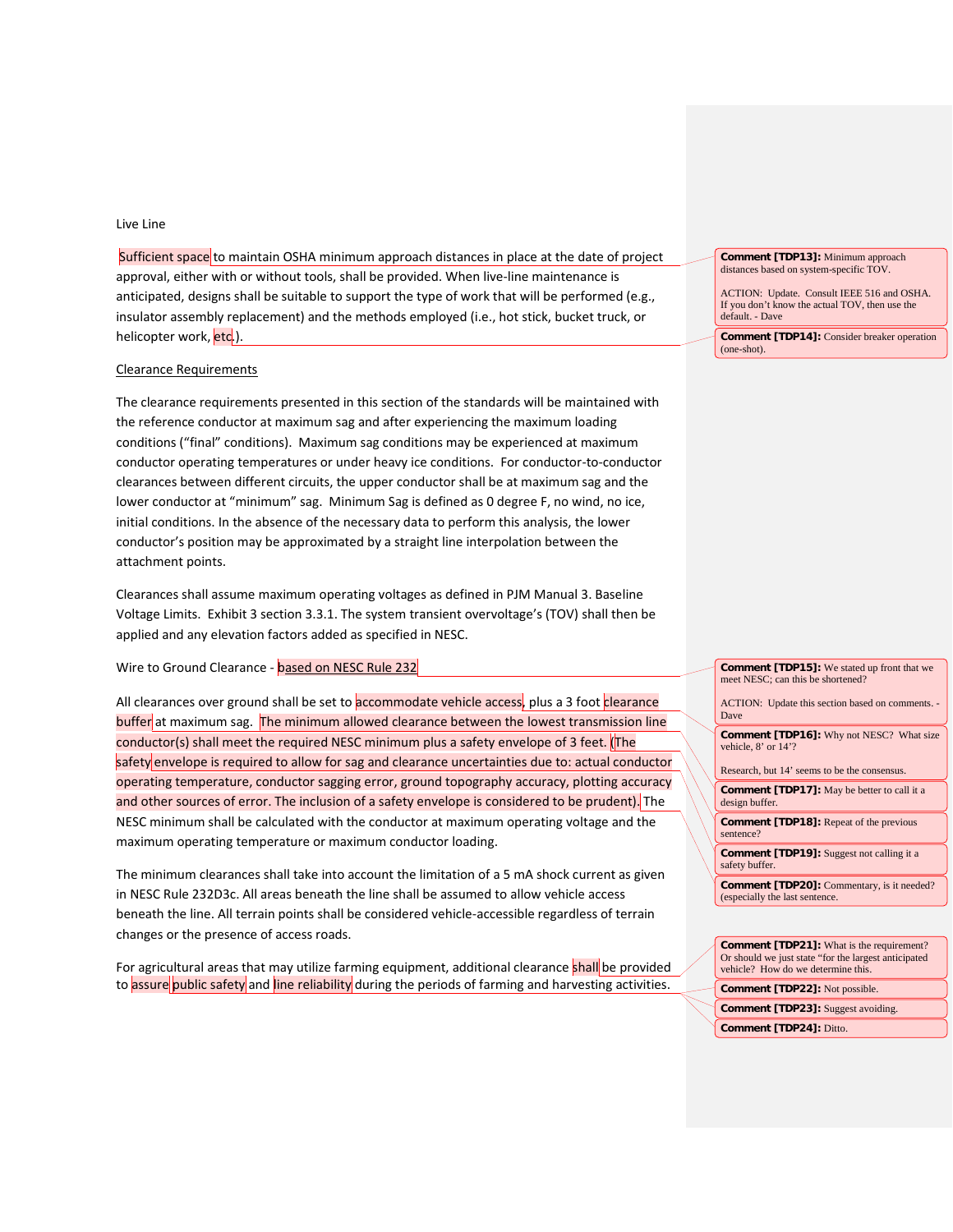Live Line

Sufficient space to maintain OSHA minimum approach distances in place at the date of project approval, either with or without tools, shall be provided. When live-line maintenance is anticipated, designs shall be suitable to support the type of work that will be performed (e.g., insulator assembly replacement) and the methods employed (i.e., hot stick, bucket truck, or helicopter work, etc.).

Clearance Requirements

The clearance requirements presented in this section of the standards will be maintained with the reference conductor at maximum sag and after experiencing the maximum loading conditions ("final" conditions). Maximum sag conditions may be experienced at maximum conductor operating temperatures or under heavy ice conditions. For conductor-to-conductor clearances between different circuits, the upper conductor shall be at maximum sag and the lower conductor at "minimum" sag. Minimum Sag is defined as 0 degree F, no wind, no ice, initial conditions. In the absence of the necessary data to perform this analysis, the lower conductor's position may be approximated by a straight line interpolation between the attachment points.

Clearances shall assume maximum operating voltages as defined in PJM Manual 3. Baseline Voltage Limits. Exhibit 3 section 3.3.1. The system transient overvoltage's (TOV) shall then be applied and any elevation factors added as specified in NESC.

Wire to Ground Clearance - based on NESC Rule 232

All clearances over ground shall be set to accommodate vehicle access, plus a 3 foot clearance buffer at maximum sag. The minimum allowed clearance between the lowest transmission line conductor(s) shall meet the required NESC minimum plus a safety envelope of 3 feet. (The safety envelope is required to allow for sag and clearance uncertainties due to: actual conductor operating temperature, conductor sagging error, ground topography accuracy, plotting accuracy and other sources of error. The inclusion of a safety envelope is considered to be prudent). The NESC minimum shall be calculated with the conductor at maximum operating voltage and the maximum operating temperature or maximum conductor loading.

The minimum clearances shall take into account the limitation of a 5 mA shock current as given in NESC Rule 232D3c. All areas beneath the line shall be assumed to allow vehicle access beneath the line. All terrain points shall be considered vehicle-accessible regardless of terrain changes or the presence of access roads.

For agricultural areas that may utilize farming equipment, additional clearance shall be provided to assure public safety and line reliability during the periods of farming and harvesting activities.

**Comment [TDP13]:** Minimum approach distances based on system-specific TOV.

ACTION: Update. Consult IEEE 516 and OSHA. If you don't know the actual TOV, then use the default. - Dave

**Comment [TDP14]:** Consider breaker operation (one-shot).

**Comment [TDP15]:** We stated up front that we meet NESC; can this be shortened?

ACTION: Update this section based on comments. - Dave

**Comment [TDP16]:** Why not NESC? What size vehicle, 8' or 14'?

Research, but 14' seems to be the consensus.

**Comment [TDP17]:** May be better to call it a design buffer.

**Comment [TDP18]:** Repeat of the previous sentence?

**Comment [TDP19]:** Suggest not calling it a safety buffer.

**Comment [TDP20]:** Commentary, is it needed? (especially the last sentence.

**Comment [TDP21]:** What is the requirement? Or should we just state "for the largest anticipated vehicle? How do we determine this.

**Comment [TDP22]:** Not possible.

**Comment [TDP23]:** Suggest avoiding.

**Comment [TDP24]:** Ditto.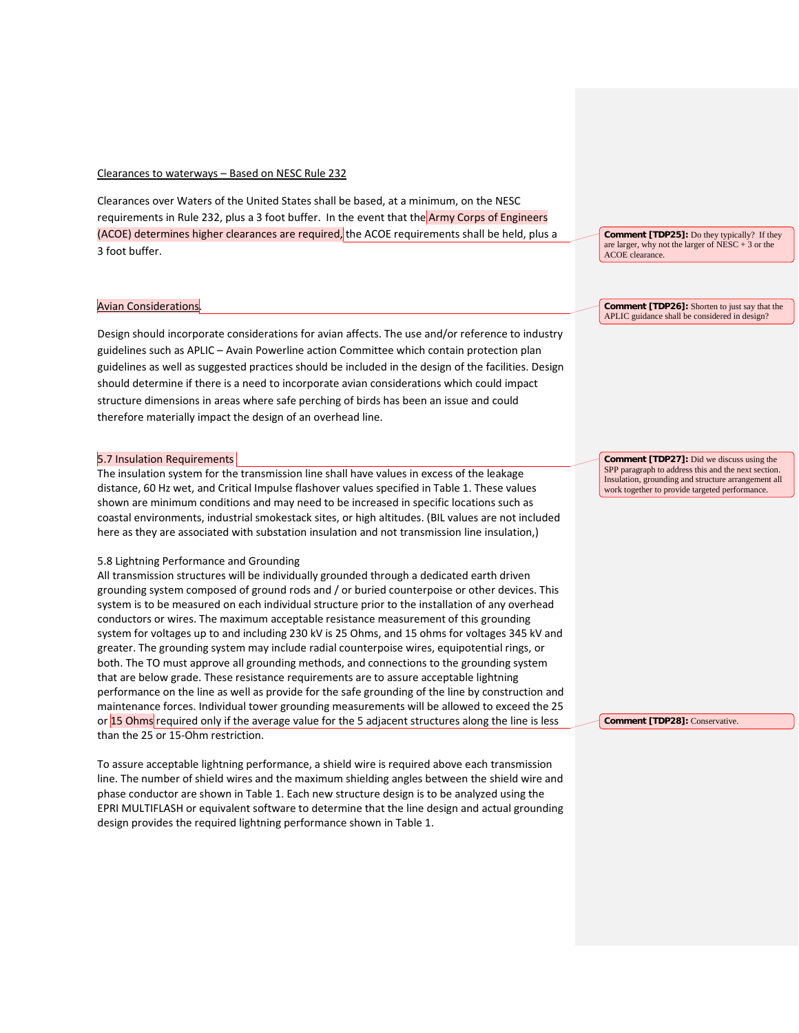Clearances to waterways – Based on NESC Rule 232

Clearances over Waters of the United States shall be based, at a minimum, on the NESC requirements in Rule 232, plus a 3 foot buffer. In the event that the Army Corps of Engineers (ACOE) determines higher clearances are required, the ACOE requirements shall be held, plus a 3 foot buffer.

**Comment [TDP25]:** Do they typically? If they are larger, why not the larger of NESC + 3 or the ACOE clearance.

Avian Considerations.

**Comment [TDP26]:** Shorten to just say that the APLIC guidance shall be considered in design?

Design should incorporate considerations for avian affects. The use and/or reference to industry guidelines such as APLIC – Avain Powerline action Committee which contain protection plan guidelines as well as suggested practices should be included in the design of the facilities. Design should determine if there is a need to incorporate avian considerations which could impact structure dimensions in areas where safe perching of birds has been an issue and could therefore materially impact the design of an overhead line.

5.7 Insulation Requirements

**Comment [TDP27]:** Did we discuss using the SPP paragraph to address this and the next section. Insulation, grounding and structure arrangement all work together to provide targeted performance.

The insulation system for the transmission line shall have values in excess of the leakage distance, 60 Hz wet, and Critical Impulse flashover values specified in Table 1. These values shown are minimum conditions and may need to be increased in specific locations such as coastal environments, industrial smokestack sites, or high altitudes. (BIL values are not included here as they are associated with substation insulation and not transmission line insulation,)

5.8 Lightning Performance and Grounding

All transmission structures will be individually grounded through a dedicated earth driven grounding system composed of ground rods and / or buried counterpoise or other devices. This system is to be measured on each individual structure prior to the installation of any overhead conductors or wires. The maximum acceptable resistance measurement of this grounding system for voltages up to and including 230 kV is 25 Ohms, and 15 ohms for voltages 345 kV and greater. The grounding system may include radial counterpoise wires, equipotential rings, or both. The TO must approve all grounding methods, and connections to the grounding system that are below grade. These resistance requirements are to assure acceptable lightning performance on the line as well as provide for the safe grounding of the line by construction and maintenance forces. Individual tower grounding measurements will be allowed to exceed the 25 or 15 Ohms required only if the average value for the 5 adjacent structures along the line is less than the 25 or 15-Ohm restriction.

**Comment [TDP28]:** Conservative.

To assure acceptable lightning performance, a shield wire is required above each transmission line. The number of shield wires and the maximum shielding angles between the shield wire and phase conductor are shown in Table 1. Each new structure design is to be analyzed using the EPRI MULTIFLASH or equivalent software to determine that the line design and actual grounding design provides the required lightning performance shown in Table 1.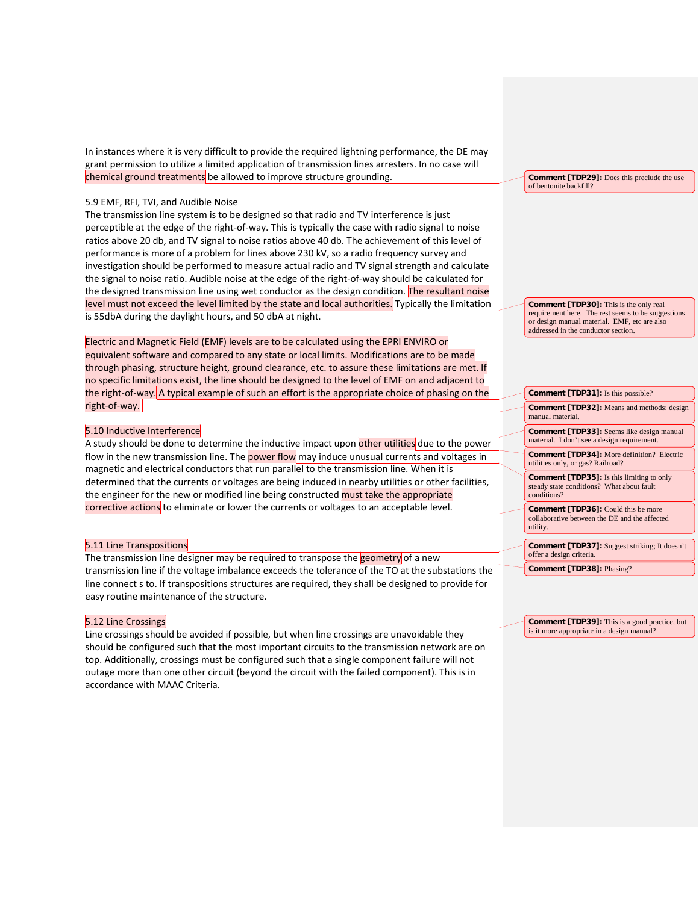In instances where it is very difficult to provide the required lightning performance, the DE may grant permission to utilize a limited application of transmission lines arresters. In no case will chemical ground treatments be allowed to improve structure grounding.

## 5.9 EMF, RFI, TVI, and Audible Noise

The transmission line system is to be designed so that radio and TV interference is just perceptible at the edge of the right-of-way. This is typically the case with radio signal to noise ratios above 20 db, and TV signal to noise ratios above 40 db. The achievement of this level of performance is more of a problem for lines above 230 kV, so a radio frequency survey and investigation should be performed to measure actual radio and TV signal strength and calculate the signal to noise ratio. Audible noise at the edge of the right-of-way should be calculated for the designed transmission line using wet conductor as the design condition. The resultant noise level must not exceed the level limited by the state and local authorities. Typically the limitation is 55dbA during the daylight hours, and 50 dbA at night.

Electric and Magnetic Field (EMF) levels are to be calculated using the EPRI ENVIRO or equivalent software and compared to any state or local limits. Modifications are to be made through phasing, structure height, ground clearance, etc. to assure these limitations are met. If no specific limitations exist, the line should be designed to the level of EMF on and adjacent to the right-of-way. A typical example of such an effort is the appropriate choice of phasing on the right-of-way.

## 5.10 Inductive Interference

A study should be done to determine the inductive impact upon other utilities due to the power flow in the new transmission line. The power flow may induce unusual currents and voltages in magnetic and electrical conductors that run parallel to the transmission line. When it is determined that the currents or voltages are being induced in nearby utilities or other facilities, the engineer for the new or modified line being constructed must take the appropriate corrective actions to eliminate or lower the currents or voltages to an acceptable level.

## 5.11 Line Transpositions

The transmission line designer may be required to transpose the geometry of a new transmission line if the voltage imbalance exceeds the tolerance of the TO at the substations the line connect s to. If transpositions structures are required, they shall be designed to provide for easy routine maintenance of the structure.

## 5.12 Line Crossings

Line crossings should be avoided if possible, but when line crossings are unavoidable they should be configured such that the most important circuits to the transmission network are on top. Additionally, crossings must be configured such that a single component failure will not outage more than one other circuit (beyond the circuit with the failed component). This is in accordance with MAAC Criteria.

**Comment [TDP29]:** Does this preclude the use of bentonite backfill?

**Comment [TDP30]:** This is the only real requirement here. The rest seems to be suggestions or design manual material. EMF, etc are also addressed in the conductor section.

**Comment [TDP31]:** Is this possible?

**Comment [TDP32]:** Means and methods; design manual material.

**Comment [TDP33]:** Seems like design manual material. I don't see a design requirement.

**Comment [TDP34]:** More definition? Electric utilities only, or gas? Railroad?

**Comment [TDP35]:** Is this limiting to only steady state conditions? What about fault conditions?

**Comment [TDP36]:** Could this be more collaborative between the DE and the affected utility.

**Comment [TDP37]:** Suggest striking; It doesn't offer a design criteria.

**Comment [TDP38]:** Phasing?

**Comment [TDP39]:** This is a good practice, but is it more appropriate in a design manual?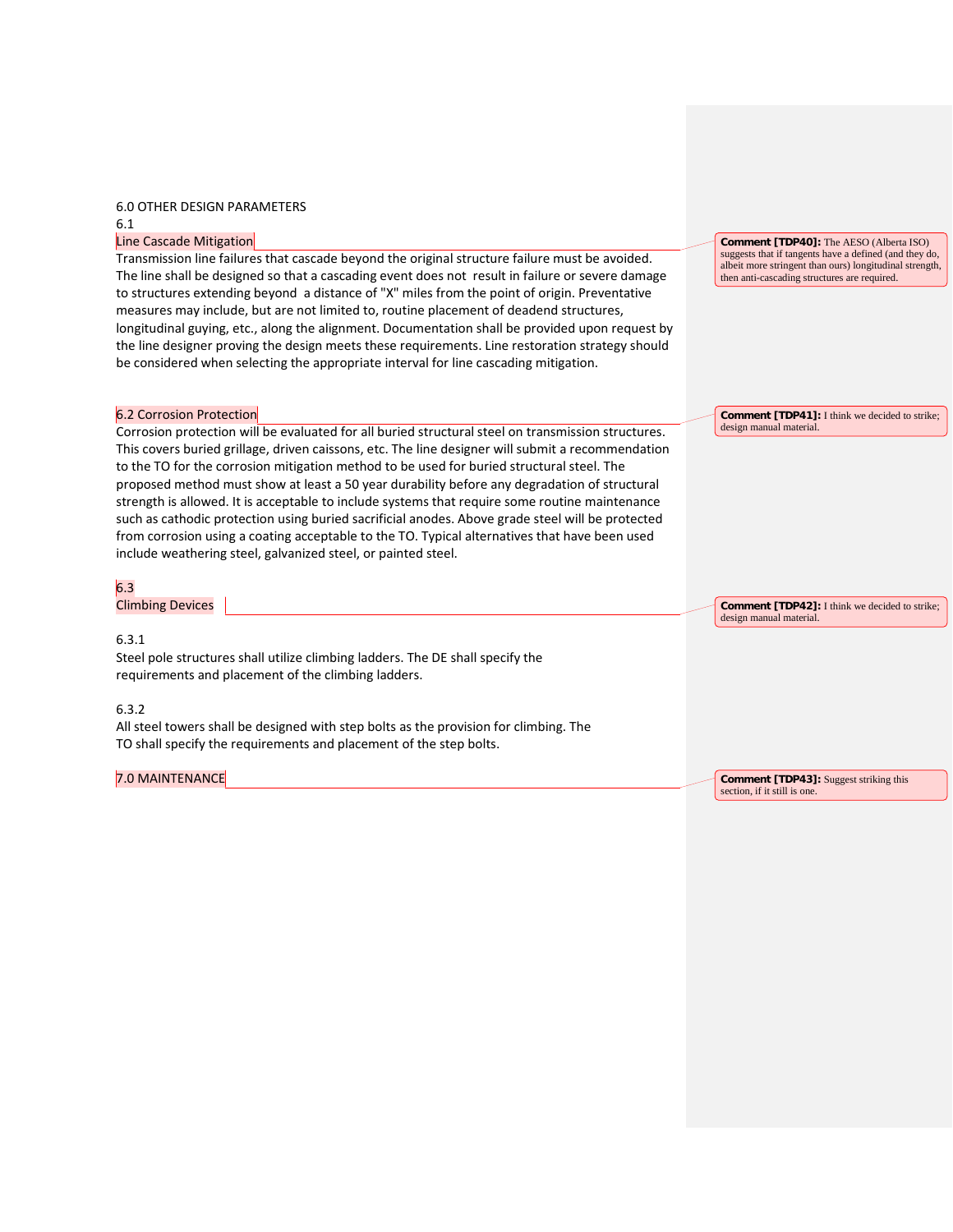## 6.0 OTHER DESIGN PARAMETERS

### 6.1 Line Cascade Mitigation

Transmission line failures that cascade beyond the original structure failure must be avoided. The line shall be designed so that a cascading event does not result in failure or severe damage to structures extending beyond a distance of "X" miles from the point of origin. Preventative measures may include, but are not limited to, routine placement of deadend structures, longitudinal guying, etc., along the alignment. Documentation shall be provided upon request by the line designer proving the design meets these requirements. Line restoration strategy should be considered when selecting the appropriate interval for line cascading mitigation.

> **Comment [TDP40]:** The AESO (Alberta ISO) suggests that if tangents have a defined (and they do, albeit more stringent than ours) longitudinal strength, then anti-cascading structures are required.

### 6.2 Corrosion Protection

Corrosion protection will be evaluated for all buried structural steel on transmission structures. This covers buried grillage, driven caissons, etc. The line designer will submit a recommendation to the TO for the corrosion mitigation method to be used for buried structural steel. The proposed method must show at least a 50 year durability before any degradation of structural strength is allowed. It is acceptable to include systems that require some routine maintenance such as cathodic protection using buried sacrificial anodes. Above grade steel will be protected from corrosion using a coating acceptable to the TO. Typical alternatives that have been used include weathering steel, galvanized steel, or painted steel.

> **Comment [TDP41]:** I think we decided to strike; design manual material.

### 6.3 Climbing Devices

> **Comment [TDP42]:** I think we decided to strike; design manual material.

6.3.1

Steel pole structures shall utilize climbing ladders. The DE shall specify the requirements and placement of the climbing ladders.

6.3.2

All steel towers shall be designed with step bolts as the provision for climbing. The TO shall specify the requirements and placement of the step bolts.

## 7.0 MAINTENANCE

> **Comment [TDP43]:** Suggest striking this section, if it still is one.